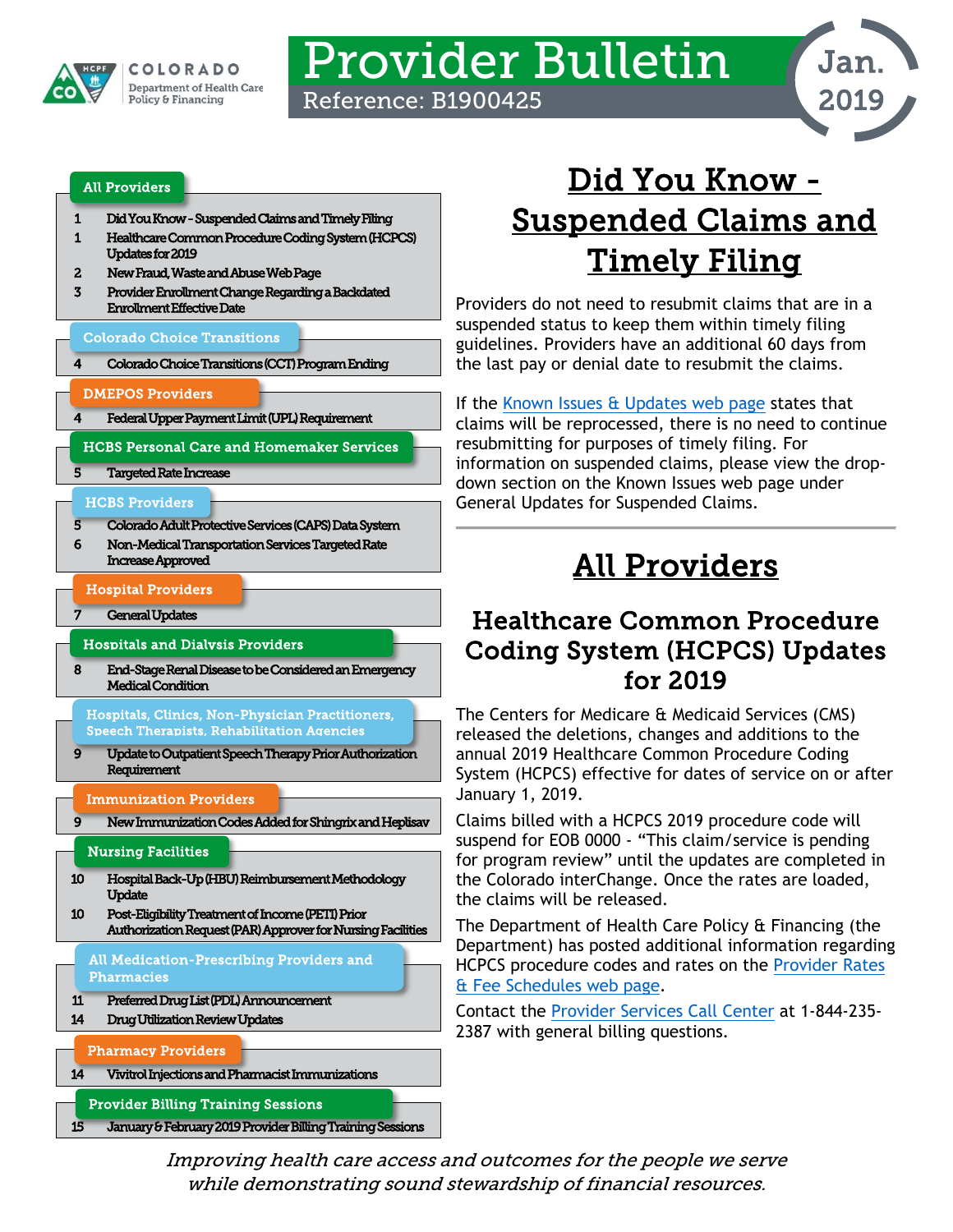# Provider Bulletin

Reference: B1900425

Jan. 2019

Colorado Department of Health Care Policy & Financing

**All Providers**

| Page | Topic |
| --- | --- |
| 1 | Did You Know - Suspended Claims and Timely Filing |
| 1 | Healthcare Common Procedure Coding System (HCPCS) Updates for 2019 |
| 2 | New Fraud, Waste and Abuse Web Page |
| 3 | Provider Enrollment Change Regarding a Backdated Enrollment Effective Date |

**Colorado Choice Transitions**

| Page | Topic |
| --- | --- |
| 4 | Colorado Choice Transitions (CCT) Program Ending |

**DMEPOS Providers**

| Page | Topic |
| --- | --- |
| 4 | Federal Upper Payment Limit (UPL) Requirement |

**HCBS Personal Care and Homemaker Services**

| Page | Topic |
| --- | --- |
| 5 | Targeted Rate Increase |

**HCBS Providers**

| Page | Topic |
| --- | --- |
| 5 | Colorado Adult Protective Services (CAPS) Data System |
| 6 | Non-Medical Transportation Services Targeted Rate Increase Approved |

**Hospital Providers**

| Page | Topic |
| --- | --- |
| 7 | General Updates |

**Hospitals and Dialysis Providers**

| Page | Topic |
| --- | --- |
| 8 | End-Stage Renal Disease to be Considered an Emergency Medical Condition |

**Hospitals, Clinics, Non-Physician Practitioners, Speech Therapists, Rehabilitation Agencies**

| Page | Topic |
| --- | --- |
| 9 | Update to Outpatient Speech Therapy Prior Authorization Requirement |

**Immunization Providers**

| Page | Topic |
| --- | --- |
| 9 | New Immunization Codes Added for Shingrix and Heplisav |

**Nursing Facilities**

| Page | Topic |
| --- | --- |
| 10 | Hospital Back-Up (HBU) Reimbursement Methodology Update |
| 10 | Post-Eligibility Treatment of Income (PETI) Prior Authorization Request (PAR) Approver for Nursing Facilities |

**All Medication-Prescribing Providers and Pharmacies**

| Page | Topic |
| --- | --- |
| 11 | Preferred Drug List (PDL) Announcement |
| 14 | Drug Utilization Review Updates |

**Pharmacy Providers**

| Page | Topic |
| --- | --- |
| 14 | Vivitrol Injections and Pharmacist Immunizations |

**Provider Billing Training Sessions**

| Page | Topic |
| --- | --- |
| 15 | January & February 2019 Provider Billing Training Sessions |

# Did You Know - Suspended Claims and Timely Filing

Providers do not need to resubmit claims that are in a suspended status to keep them within timely filing guidelines. Providers have an additional 60 days from the last pay or denial date to resubmit the claims.

If the Known Issues & Updates web page states that claims will be reprocessed, there is no need to continue resubmitting for purposes of timely filing. For information on suspended claims, please view the drop-down section on the Known Issues web page under General Updates for Suspended Claims.

# All Providers

## Healthcare Common Procedure Coding System (HCPCS) Updates for 2019

The Centers for Medicare & Medicaid Services (CMS) released the deletions, changes and additions to the annual 2019 Healthcare Common Procedure Coding System (HCPCS) effective for dates of service on or after January 1, 2019.

Claims billed with a HCPCS 2019 procedure code will suspend for EOB 0000 - "This claim/service is pending for program review" until the updates are completed in the Colorado interChange. Once the rates are loaded, the claims will be released.

The Department of Health Care Policy & Financing (the Department) has posted additional information regarding HCPCS procedure codes and rates on the Provider Rates & Fee Schedules web page.

Contact the Provider Services Call Center at 1-844-235-2387 with general billing questions.

*Improving health care access and outcomes for the people we serve while demonstrating sound stewardship of financial resources.*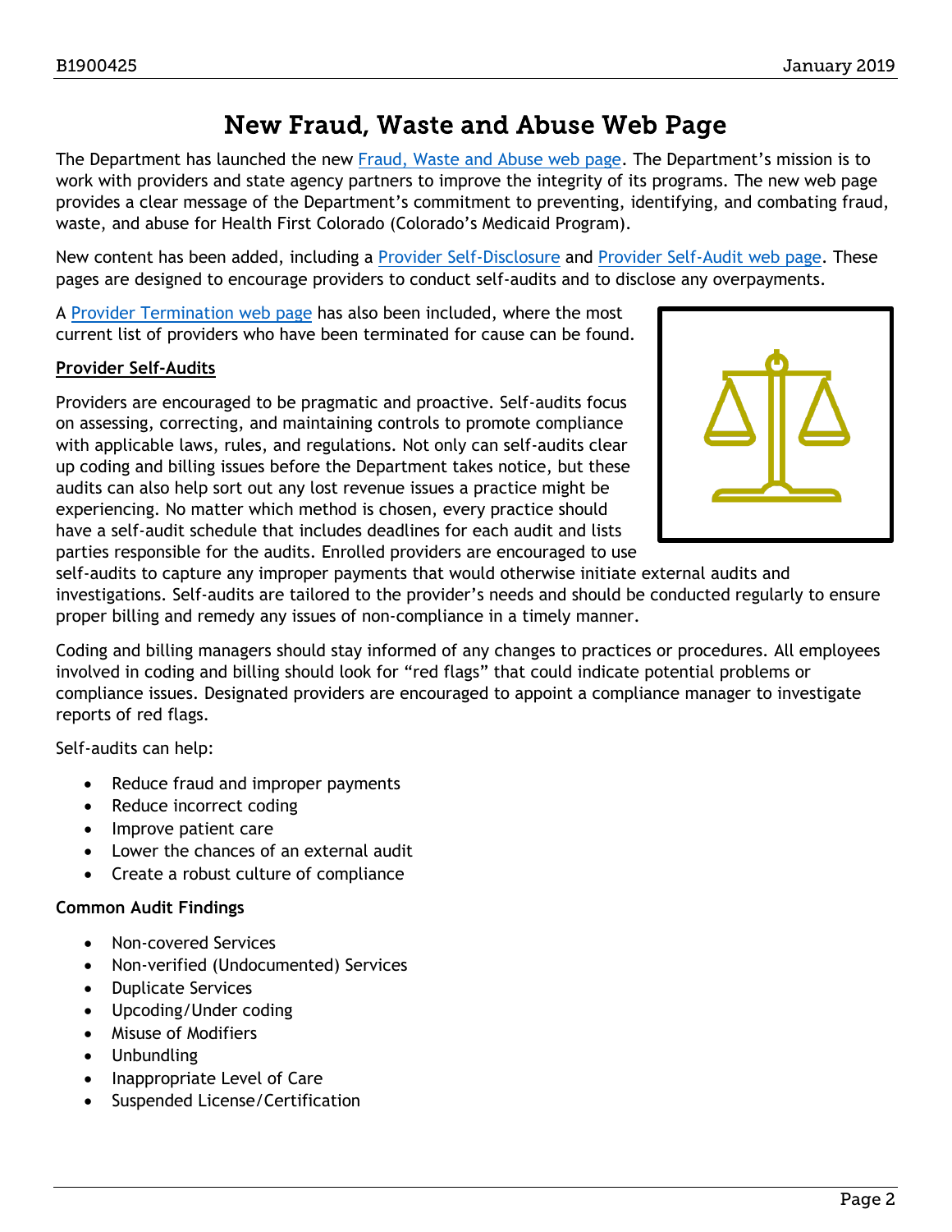# New Fraud, Waste and Abuse Web Page

The Department has launched the new Fraud, Waste and Abuse web page. The Department's mission is to work with providers and state agency partners to improve the integrity of its programs. The new web page provides a clear message of the Department's commitment to preventing, identifying, and combating fraud, waste, and abuse for Health First Colorado (Colorado's Medicaid Program).

New content has been added, including a Provider Self-Disclosure and Provider Self-Audit web page. These pages are designed to encourage providers to conduct self-audits and to disclose any overpayments.

A Provider Termination web page has also been included, where the most current list of providers who have been terminated for cause can be found.

**Provider Self-Audits**

Providers are encouraged to be pragmatic and proactive. Self-audits focus on assessing, correcting, and maintaining controls to promote compliance with applicable laws, rules, and regulations. Not only can self-audits clear up coding and billing issues before the Department takes notice, but these audits can also help sort out any lost revenue issues a practice might be experiencing. No matter which method is chosen, every practice should have a self-audit schedule that includes deadlines for each audit and lists parties responsible for the audits. Enrolled providers are encouraged to use self-audits to capture any improper payments that would otherwise initiate external audits and investigations. Self-audits are tailored to the provider's needs and should be conducted regularly to ensure proper billing and remedy any issues of non-compliance in a timely manner.

Coding and billing managers should stay informed of any changes to practices or procedures. All employees involved in coding and billing should look for "red flags" that could indicate potential problems or compliance issues. Designated providers are encouraged to appoint a compliance manager to investigate reports of red flags.

Self-audits can help:

- Reduce fraud and improper payments
- Reduce incorrect coding
- Improve patient care
- Lower the chances of an external audit
- Create a robust culture of compliance

**Common Audit Findings**

- Non-covered Services
- Non-verified (Undocumented) Services
- Duplicate Services
- Upcoding/Under coding
- Misuse of Modifiers
- Unbundling
- Inappropriate Level of Care
- Suspended License/Certification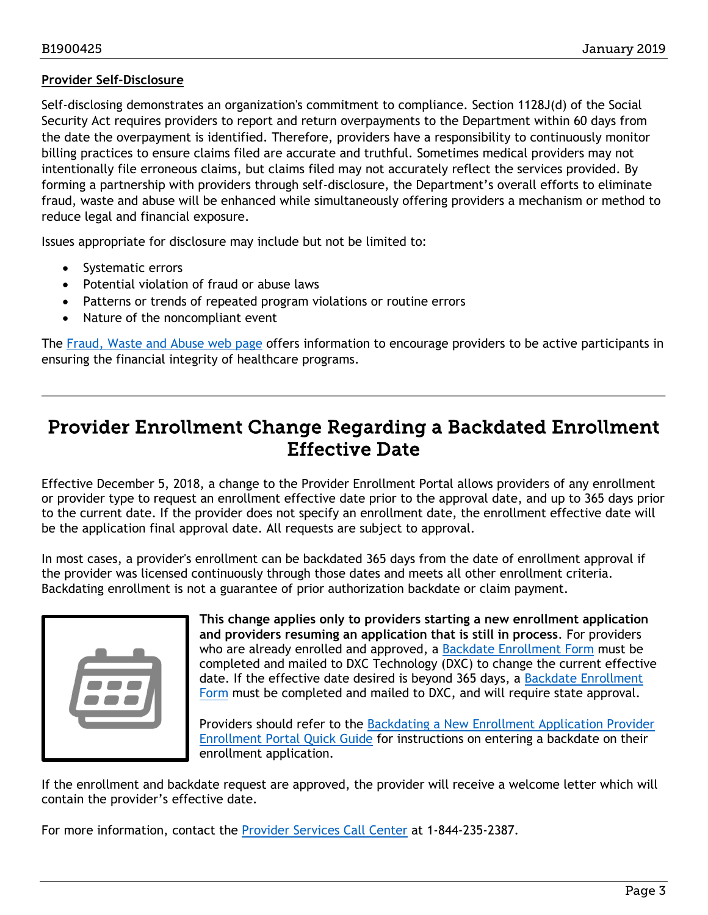### Provider Self-Disclosure

Self-disclosing demonstrates an organization's commitment to compliance. Section 1128J(d) of the Social Security Act requires providers to report and return overpayments to the Department within 60 days from the date the overpayment is identified. Therefore, providers have a responsibility to continuously monitor billing practices to ensure claims filed are accurate and truthful. Sometimes medical providers may not intentionally file erroneous claims, but claims filed may not accurately reflect the services provided. By forming a partnership with providers through self-disclosure, the Department's overall efforts to eliminate fraud, waste and abuse will be enhanced while simultaneously offering providers a mechanism or method to reduce legal and financial exposure.

Issues appropriate for disclosure may include but not be limited to:

- Systematic errors
- Potential violation of fraud or abuse laws
- Patterns or trends of repeated program violations or routine errors
- Nature of the noncompliant event

The Fraud, Waste and Abuse web page offers information to encourage providers to be active participants in ensuring the financial integrity of healthcare programs.

---

## Provider Enrollment Change Regarding a Backdated Enrollment Effective Date

Effective December 5, 2018, a change to the Provider Enrollment Portal allows providers of any enrollment or provider type to request an enrollment effective date prior to the approval date, and up to 365 days prior to the current date. If the provider does not specify an enrollment date, the enrollment effective date will be the application final approval date. All requests are subject to approval.

In most cases, a provider's enrollment can be backdated 365 days from the date of enrollment approval if the provider was licensed continuously through those dates and meets all other enrollment criteria. Backdating enrollment is not a guarantee of prior authorization backdate or claim payment.

**This change applies only to providers starting a new enrollment application and providers resuming an application that is still in process**. For providers who are already enrolled and approved, a Backdate Enrollment Form must be completed and mailed to DXC Technology (DXC) to change the current effective date. If the effective date desired is beyond 365 days, a Backdate Enrollment Form must be completed and mailed to DXC, and will require state approval.

Providers should refer to the Backdating a New Enrollment Application Provider Enrollment Portal Quick Guide for instructions on entering a backdate on their enrollment application.

If the enrollment and backdate request are approved, the provider will receive a welcome letter which will contain the provider's effective date.

For more information, contact the Provider Services Call Center at 1-844-235-2387.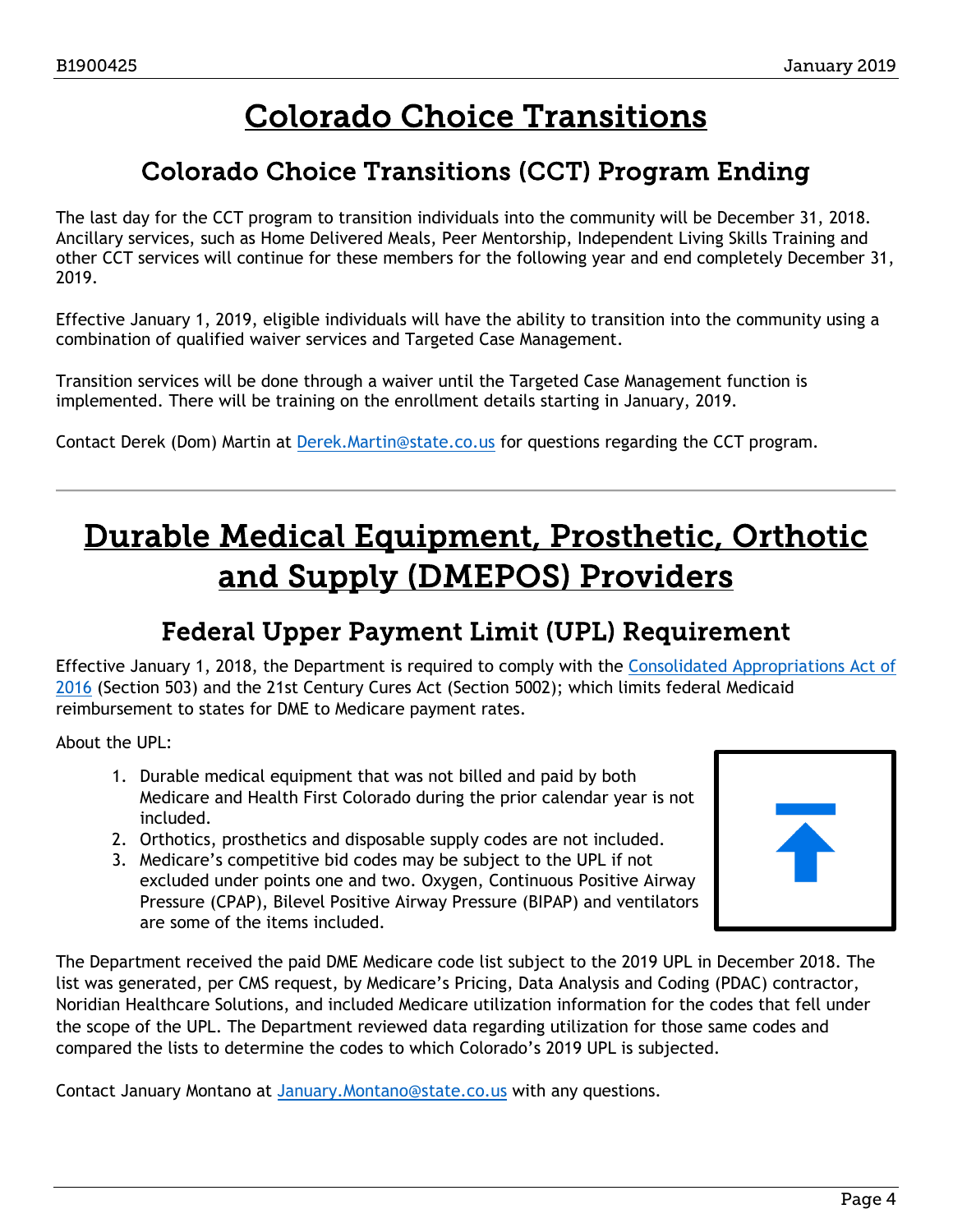# Colorado Choice Transitions

## Colorado Choice Transitions (CCT) Program Ending

The last day for the CCT program to transition individuals into the community will be December 31, 2018. Ancillary services, such as Home Delivered Meals, Peer Mentorship, Independent Living Skills Training and other CCT services will continue for these members for the following year and end completely December 31, 2019.

Effective January 1, 2019, eligible individuals will have the ability to transition into the community using a combination of qualified waiver services and Targeted Case Management.

Transition services will be done through a waiver until the Targeted Case Management function is implemented. There will be training on the enrollment details starting in January, 2019.

Contact Derek (Dom) Martin at Derek.Martin@state.co.us for questions regarding the CCT program.

---

# Durable Medical Equipment, Prosthetic, Orthotic and Supply (DMEPOS) Providers

## Federal Upper Payment Limit (UPL) Requirement

Effective January 1, 2018, the Department is required to comply with the Consolidated Appropriations Act of 2016 (Section 503) and the 21st Century Cures Act (Section 5002); which limits federal Medicaid reimbursement to states for DME to Medicare payment rates.

About the UPL:

1. Durable medical equipment that was not billed and paid by both Medicare and Health First Colorado during the prior calendar year is not included.
2. Orthotics, prosthetics and disposable supply codes are not included.
3. Medicare's competitive bid codes may be subject to the UPL if not excluded under points one and two. Oxygen, Continuous Positive Airway Pressure (CPAP), Bilevel Positive Airway Pressure (BIPAP) and ventilators are some of the items included.

The Department received the paid DME Medicare code list subject to the 2019 UPL in December 2018. The list was generated, per CMS request, by Medicare's Pricing, Data Analysis and Coding (PDAC) contractor, Noridian Healthcare Solutions, and included Medicare utilization information for the codes that fell under the scope of the UPL. The Department reviewed data regarding utilization for those same codes and compared the lists to determine the codes to which Colorado's 2019 UPL is subjected.

Contact January Montano at January.Montano@state.co.us with any questions.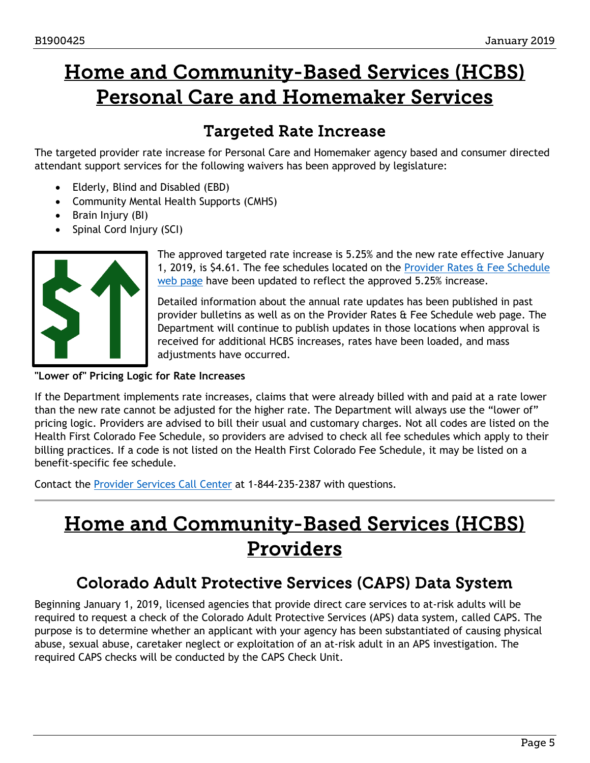# Home and Community-Based Services (HCBS) Personal Care and Homemaker Services

## Targeted Rate Increase

The targeted provider rate increase for Personal Care and Homemaker agency based and consumer directed attendant support services for the following waivers has been approved by legislature:

- Elderly, Blind and Disabled (EBD)
- Community Mental Health Supports (CMHS)
- Brain Injury (BI)
- Spinal Cord Injury (SCI)

The approved targeted rate increase is 5.25% and the new rate effective January 1, 2019, is $4.61. The fee schedules located on the Provider Rates & Fee Schedule web page have been updated to reflect the approved 5.25% increase.

Detailed information about the annual rate updates has been published in past provider bulletins as well as on the Provider Rates & Fee Schedule web page. The Department will continue to publish updates in those locations when approval is received for additional HCBS increases, rates have been loaded, and mass adjustments have occurred.

**"Lower of" Pricing Logic for Rate Increases**

If the Department implements rate increases, claims that were already billed with and paid at a rate lower than the new rate cannot be adjusted for the higher rate. The Department will always use the "lower of" pricing logic. Providers are advised to bill their usual and customary charges. Not all codes are listed on the Health First Colorado Fee Schedule, so providers are advised to check all fee schedules which apply to their billing practices. If a code is not listed on the Health First Colorado Fee Schedule, it may be listed on a benefit-specific fee schedule.

Contact the Provider Services Call Center at 1-844-235-2387 with questions.

# Home and Community-Based Services (HCBS) Providers

## Colorado Adult Protective Services (CAPS) Data System

Beginning January 1, 2019, licensed agencies that provide direct care services to at-risk adults will be required to request a check of the Colorado Adult Protective Services (APS) data system, called CAPS. The purpose is to determine whether an applicant with your agency has been substantiated of causing physical abuse, sexual abuse, caretaker neglect or exploitation of an at-risk adult in an APS investigation. The required CAPS checks will be conducted by the CAPS Check Unit.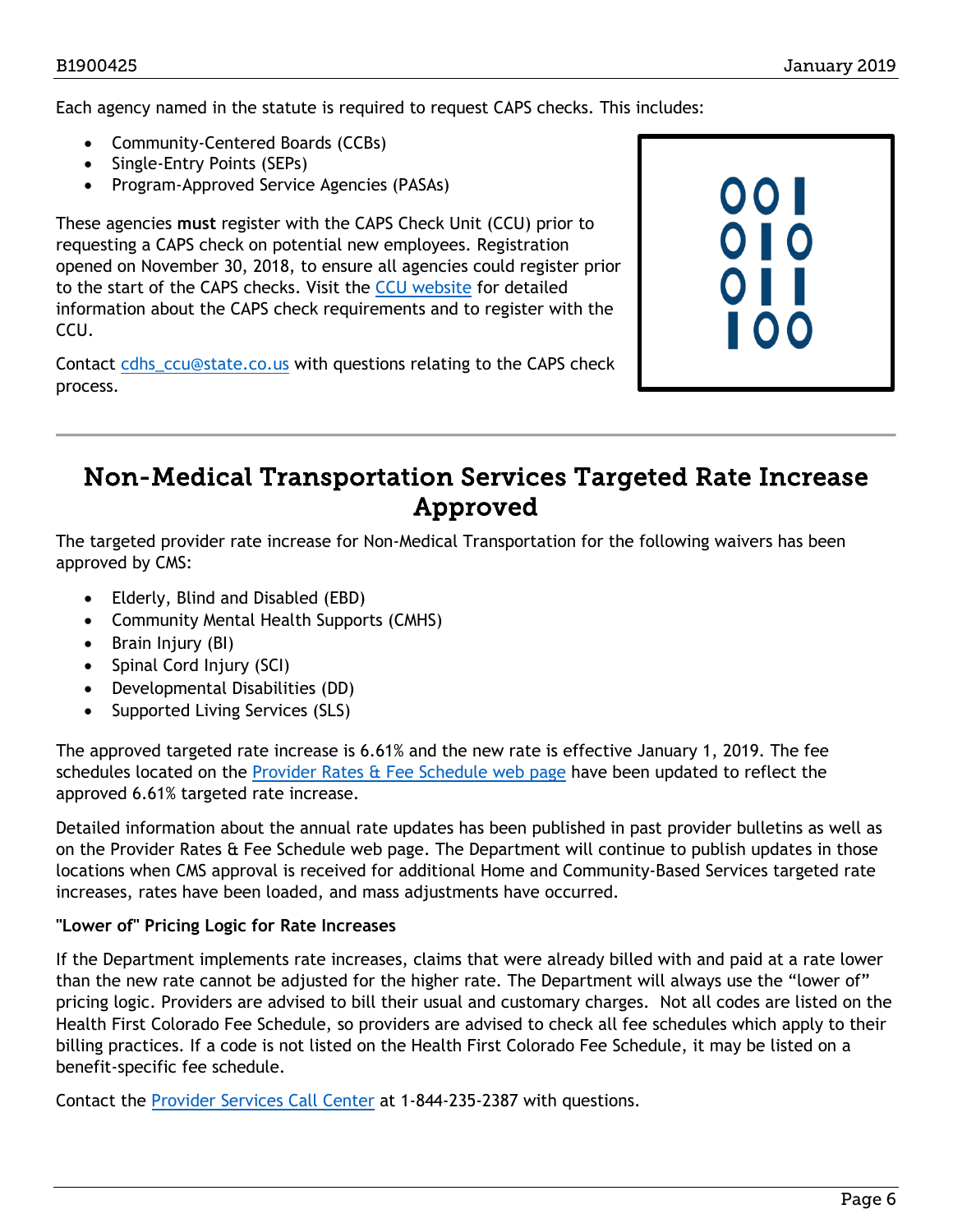Each agency named in the statute is required to request CAPS checks. This includes:

- Community-Centered Boards (CCBs)
- Single-Entry Points (SEPs)
- Program-Approved Service Agencies (PASAs)

These agencies **must** register with the CAPS Check Unit (CCU) prior to requesting a CAPS check on potential new employees. Registration opened on November 30, 2018, to ensure all agencies could register prior to the start of the CAPS checks. Visit the CCU website for detailed information about the CAPS check requirements and to register with the CCU.

Contact cdhs_ccu@state.co.us with questions relating to the CAPS check process.

# Non-Medical Transportation Services Targeted Rate Increase Approved

The targeted provider rate increase for Non-Medical Transportation for the following waivers has been approved by CMS:

- Elderly, Blind and Disabled (EBD)
- Community Mental Health Supports (CMHS)
- Brain Injury (BI)
- Spinal Cord Injury (SCI)
- Developmental Disabilities (DD)
- Supported Living Services (SLS)

The approved targeted rate increase is 6.61% and the new rate is effective January 1, 2019. The fee schedules located on the Provider Rates & Fee Schedule web page have been updated to reflect the approved 6.61% targeted rate increase.

Detailed information about the annual rate updates has been published in past provider bulletins as well as on the Provider Rates & Fee Schedule web page. The Department will continue to publish updates in those locations when CMS approval is received for additional Home and Community-Based Services targeted rate increases, rates have been loaded, and mass adjustments have occurred.

**"Lower of" Pricing Logic for Rate Increases**

If the Department implements rate increases, claims that were already billed with and paid at a rate lower than the new rate cannot be adjusted for the higher rate. The Department will always use the "lower of" pricing logic. Providers are advised to bill their usual and customary charges. Not all codes are listed on the Health First Colorado Fee Schedule, so providers are advised to check all fee schedules which apply to their billing practices. If a code is not listed on the Health First Colorado Fee Schedule, it may be listed on a benefit-specific fee schedule.

Contact the Provider Services Call Center at 1-844-235-2387 with questions.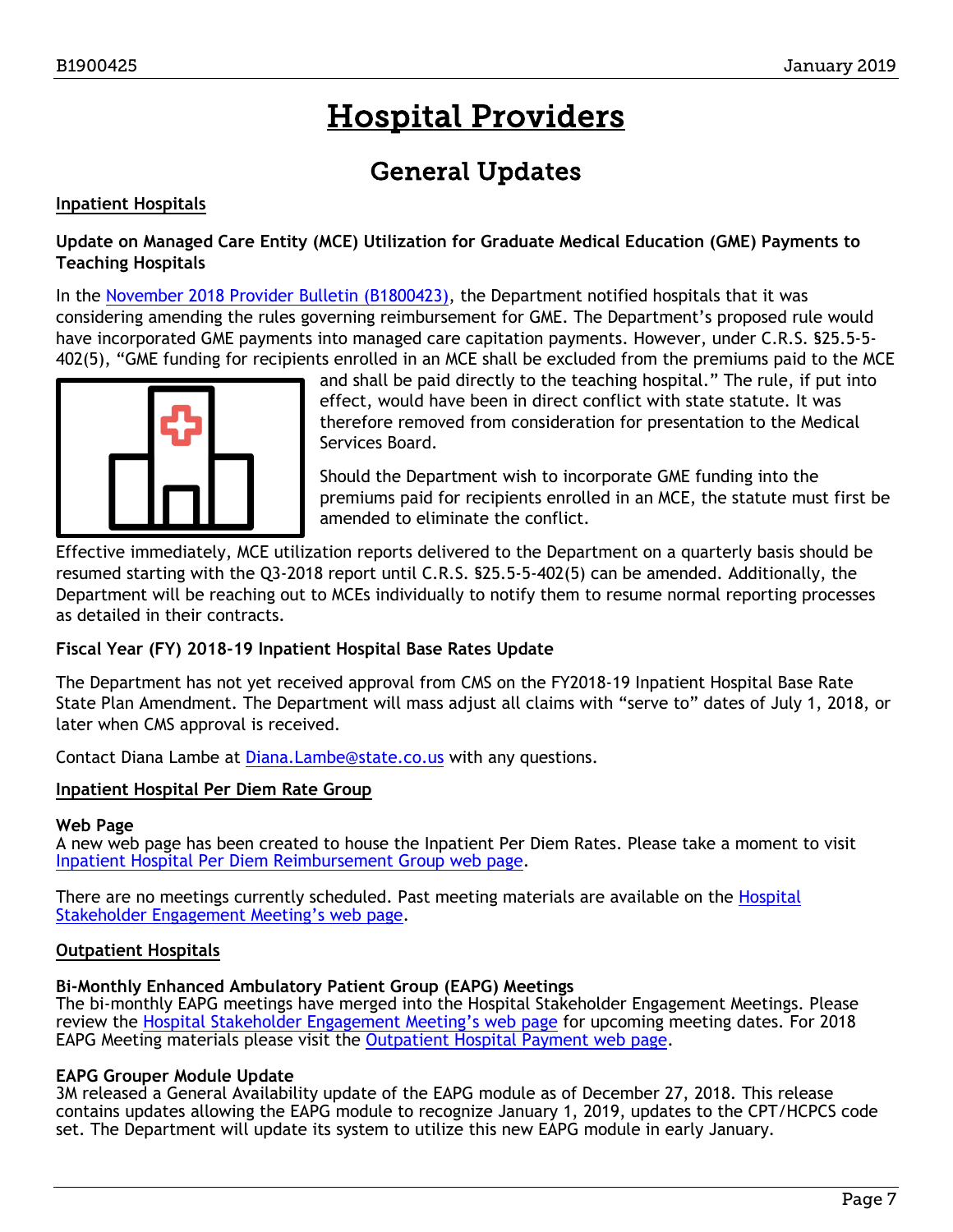# Hospital Providers

## General Updates

**Inpatient Hospitals**

**Update on Managed Care Entity (MCE) Utilization for Graduate Medical Education (GME) Payments to Teaching Hospitals**

In the November 2018 Provider Bulletin (B1800423), the Department notified hospitals that it was considering amending the rules governing reimbursement for GME. The Department's proposed rule would have incorporated GME payments into managed care capitation payments. However, under C.R.S. §25.5-5-402(5), "GME funding for recipients enrolled in an MCE shall be excluded from the premiums paid to the MCE and shall be paid directly to the teaching hospital." The rule, if put into effect, would have been in direct conflict with state statute. It was therefore removed from consideration for presentation to the Medical Services Board.

Should the Department wish to incorporate GME funding into the premiums paid for recipients enrolled in an MCE, the statute must first be amended to eliminate the conflict.

Effective immediately, MCE utilization reports delivered to the Department on a quarterly basis should be resumed starting with the Q3-2018 report until C.R.S. §25.5-5-402(5) can be amended. Additionally, the Department will be reaching out to MCEs individually to notify them to resume normal reporting processes as detailed in their contracts.

**Fiscal Year (FY) 2018-19 Inpatient Hospital Base Rates Update**

The Department has not yet received approval from CMS on the FY2018-19 Inpatient Hospital Base Rate State Plan Amendment. The Department will mass adjust all claims with "serve to" dates of July 1, 2018, or later when CMS approval is received.

Contact Diana Lambe at Diana.Lambe@state.co.us with any questions.

**Inpatient Hospital Per Diem Rate Group**

**Web Page**
A new web page has been created to house the Inpatient Per Diem Rates. Please take a moment to visit Inpatient Hospital Per Diem Reimbursement Group web page.

There are no meetings currently scheduled. Past meeting materials are available on the Hospital Stakeholder Engagement Meeting's web page.

**Outpatient Hospitals**

**Bi-Monthly Enhanced Ambulatory Patient Group (EAPG) Meetings**
The bi-monthly EAPG meetings have merged into the Hospital Stakeholder Engagement Meetings. Please review the Hospital Stakeholder Engagement Meeting's web page for upcoming meeting dates. For 2018 EAPG Meeting materials please visit the Outpatient Hospital Payment web page.

**EAPG Grouper Module Update**
3M released a General Availability update of the EAPG module as of December 27, 2018. This release contains updates allowing the EAPG module to recognize January 1, 2019, updates to the CPT/HCPCS code set. The Department will update its system to utilize this new EAPG module in early January.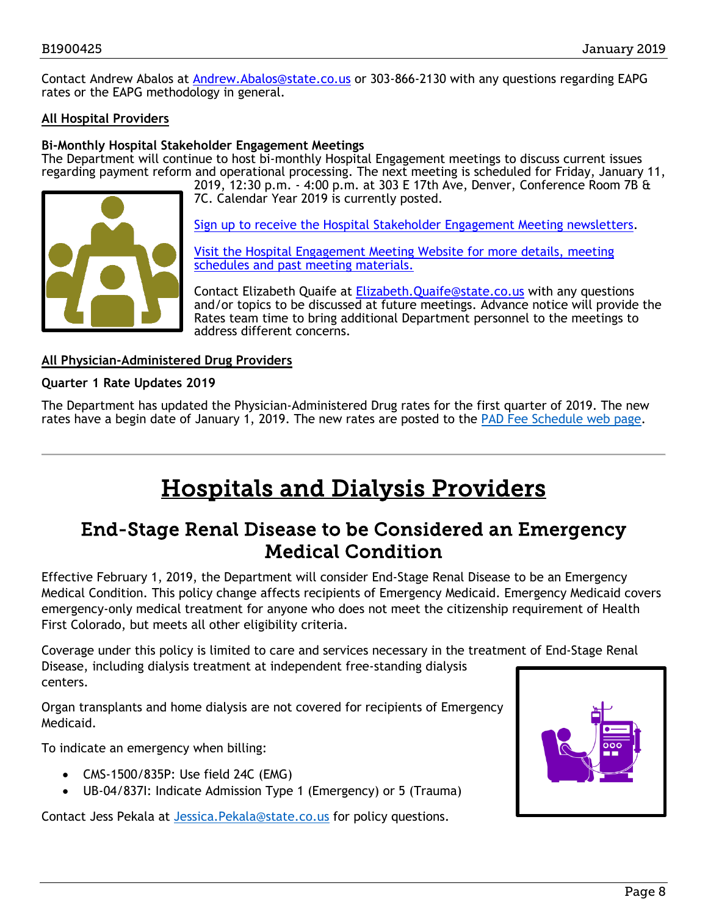Contact Andrew Abalos at Andrew.Abalos@state.co.us or 303-866-2130 with any questions regarding EAPG rates or the EAPG methodology in general.

**<u>All Hospital Providers</u>**

**Bi-Monthly Hospital Stakeholder Engagement Meetings**

The Department will continue to host bi-monthly Hospital Engagement meetings to discuss current issues regarding payment reform and operational processing. The next meeting is scheduled for Friday, January 11, 2019, 12:30 p.m. - 4:00 p.m. at 303 E 17th Ave, Denver, Conference Room 7B & 7C. Calendar Year 2019 is currently posted.

Sign up to receive the Hospital Stakeholder Engagement Meeting newsletters.

Visit the Hospital Engagement Meeting Website for more details, meeting schedules and past meeting materials.

Contact Elizabeth Quaife at Elizabeth.Quaife@state.co.us with any questions and/or topics to be discussed at future meetings. Advance notice will provide the Rates team time to bring additional Department personnel to the meetings to address different concerns.

**<u>All Physician-Administered Drug Providers</u>**

**Quarter 1 Rate Updates 2019**

The Department has updated the Physician-Administered Drug rates for the first quarter of 2019. The new rates have a begin date of January 1, 2019. The new rates are posted to the PAD Fee Schedule web page.

---

# Hospitals and Dialysis Providers

## End-Stage Renal Disease to be Considered an Emergency Medical Condition

Effective February 1, 2019, the Department will consider End-Stage Renal Disease to be an Emergency Medical Condition. This policy change affects recipients of Emergency Medicaid. Emergency Medicaid covers emergency-only medical treatment for anyone who does not meet the citizenship requirement of Health First Colorado, but meets all other eligibility criteria.

Coverage under this policy is limited to care and services necessary in the treatment of End-Stage Renal Disease, including dialysis treatment at independent free-standing dialysis centers.

Organ transplants and home dialysis are not covered for recipients of Emergency Medicaid.

To indicate an emergency when billing:

- CMS-1500/835P: Use field 24C (EMG)
- UB-04/837I: Indicate Admission Type 1 (Emergency) or 5 (Trauma)

Contact Jess Pekala at Jessica.Pekala@state.co.us for policy questions.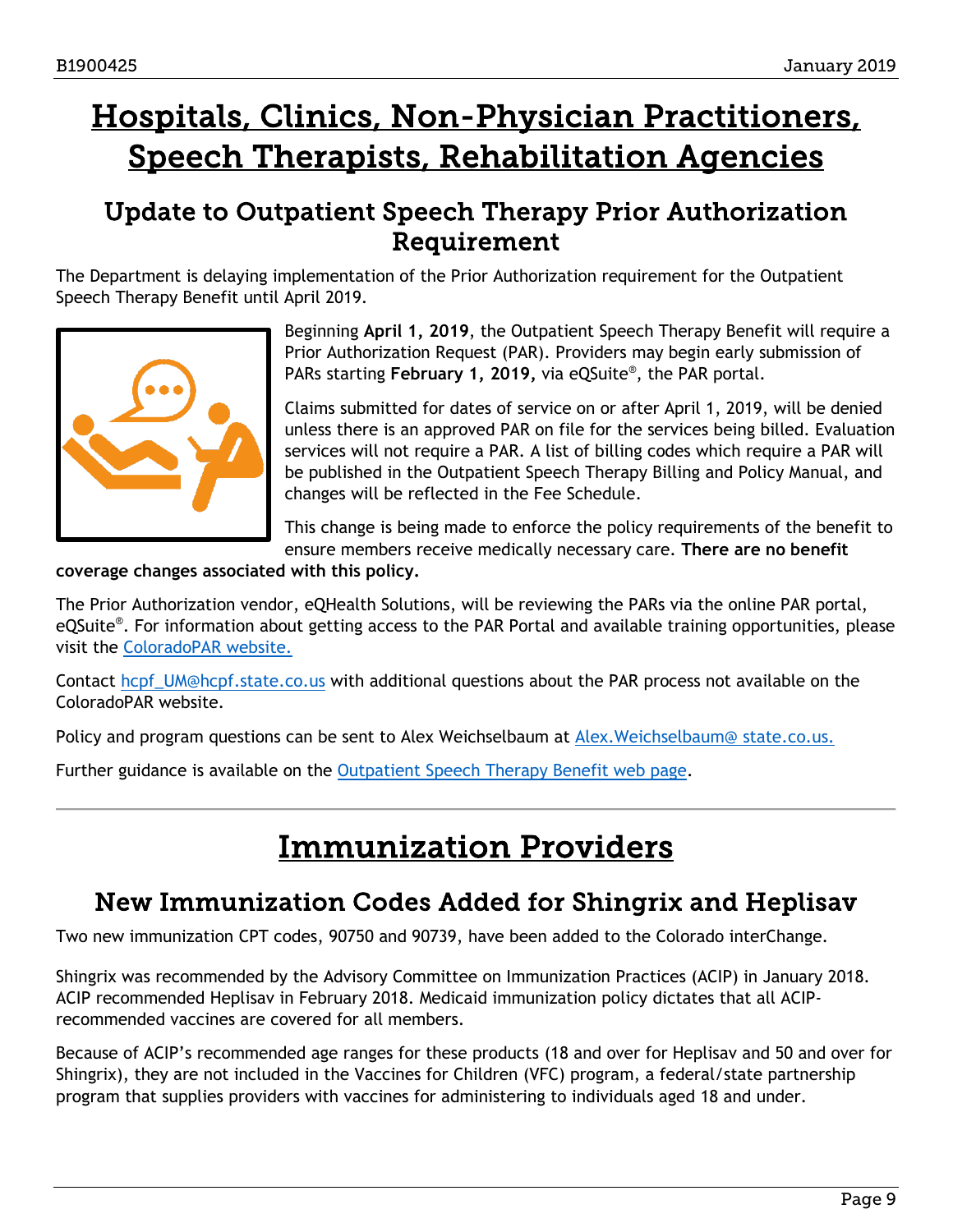# Hospitals, Clinics, Non-Physician Practitioners, Speech Therapists, Rehabilitation Agencies

## Update to Outpatient Speech Therapy Prior Authorization Requirement

The Department is delaying implementation of the Prior Authorization requirement for the Outpatient Speech Therapy Benefit until April 2019.

Beginning **April 1, 2019**, the Outpatient Speech Therapy Benefit will require a Prior Authorization Request (PAR). Providers may begin early submission of PARs starting **February 1, 2019,** via eQSuite®, the PAR portal.

Claims submitted for dates of service on or after April 1, 2019, will be denied unless there is an approved PAR on file for the services being billed. Evaluation services will not require a PAR. A list of billing codes which require a PAR will be published in the Outpatient Speech Therapy Billing and Policy Manual, and changes will be reflected in the Fee Schedule.

This change is being made to enforce the policy requirements of the benefit to ensure members receive medically necessary care. **There are no benefit coverage changes associated with this policy.**

The Prior Authorization vendor, eQHealth Solutions, will be reviewing the PARs via the online PAR portal, eQSuite®. For information about getting access to the PAR Portal and available training opportunities, please visit the ColoradoPAR website.

Contact hcpf_UM@hcpf.state.co.us with additional questions about the PAR process not available on the ColoradoPAR website.

Policy and program questions can be sent to Alex Weichselbaum at Alex.Weichselbaum@ state.co.us.

Further guidance is available on the Outpatient Speech Therapy Benefit web page.

# Immunization Providers

## New Immunization Codes Added for Shingrix and Heplisav

Two new immunization CPT codes, 90750 and 90739, have been added to the Colorado interChange.

Shingrix was recommended by the Advisory Committee on Immunization Practices (ACIP) in January 2018. ACIP recommended Heplisav in February 2018. Medicaid immunization policy dictates that all ACIP-recommended vaccines are covered for all members.

Because of ACIP's recommended age ranges for these products (18 and over for Heplisav and 50 and over for Shingrix), they are not included in the Vaccines for Children (VFC) program, a federal/state partnership program that supplies providers with vaccines for administering to individuals aged 18 and under.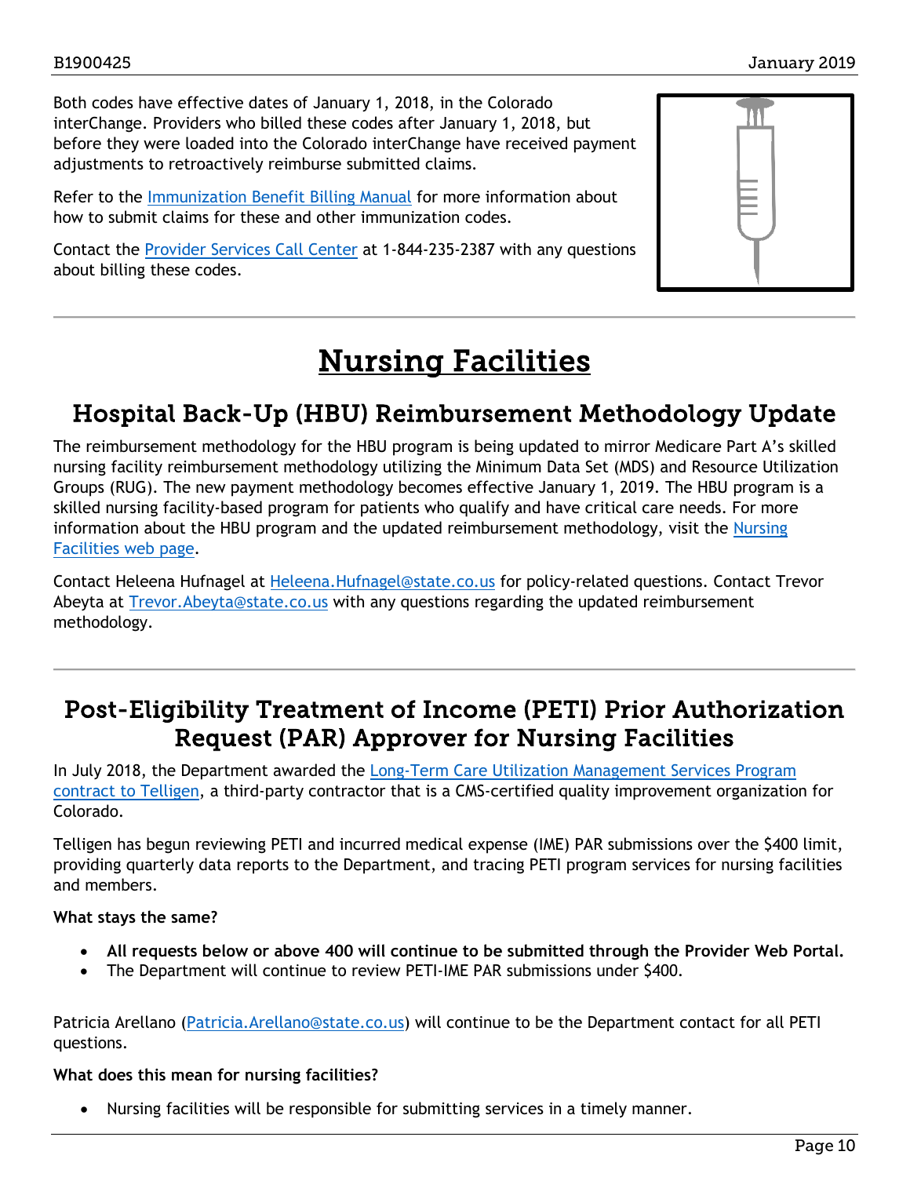Both codes have effective dates of January 1, 2018, in the Colorado interChange. Providers who billed these codes after January 1, 2018, but before they were loaded into the Colorado interChange have received payment adjustments to retroactively reimburse submitted claims.

Refer to the Immunization Benefit Billing Manual for more information about how to submit claims for these and other immunization codes.

Contact the Provider Services Call Center at 1-844-235-2387 with any questions about billing these codes.

# Nursing Facilities

## Hospital Back-Up (HBU) Reimbursement Methodology Update

The reimbursement methodology for the HBU program is being updated to mirror Medicare Part A's skilled nursing facility reimbursement methodology utilizing the Minimum Data Set (MDS) and Resource Utilization Groups (RUG). The new payment methodology becomes effective January 1, 2019. The HBU program is a skilled nursing facility-based program for patients who qualify and have critical care needs. For more information about the HBU program and the updated reimbursement methodology, visit the Nursing Facilities web page.

Contact Heleena Hufnagel at Heleena.Hufnagel@state.co.us for policy-related questions. Contact Trevor Abeyta at Trevor.Abeyta@state.co.us with any questions regarding the updated reimbursement methodology.

## Post-Eligibility Treatment of Income (PETI) Prior Authorization Request (PAR) Approver for Nursing Facilities

In July 2018, the Department awarded the Long-Term Care Utilization Management Services Program contract to Telligen, a third-party contractor that is a CMS-certified quality improvement organization for Colorado.

Telligen has begun reviewing PETI and incurred medical expense (IME) PAR submissions over the $400 limit, providing quarterly data reports to the Department, and tracing PETI program services for nursing facilities and members.

**What stays the same?**

- **All requests below or above 400 will continue to be submitted through the Provider Web Portal.**
- The Department will continue to review PETI-IME PAR submissions under $400.

Patricia Arellano (Patricia.Arellano@state.co.us) will continue to be the Department contact for all PETI questions.

**What does this mean for nursing facilities?**

- Nursing facilities will be responsible for submitting services in a timely manner.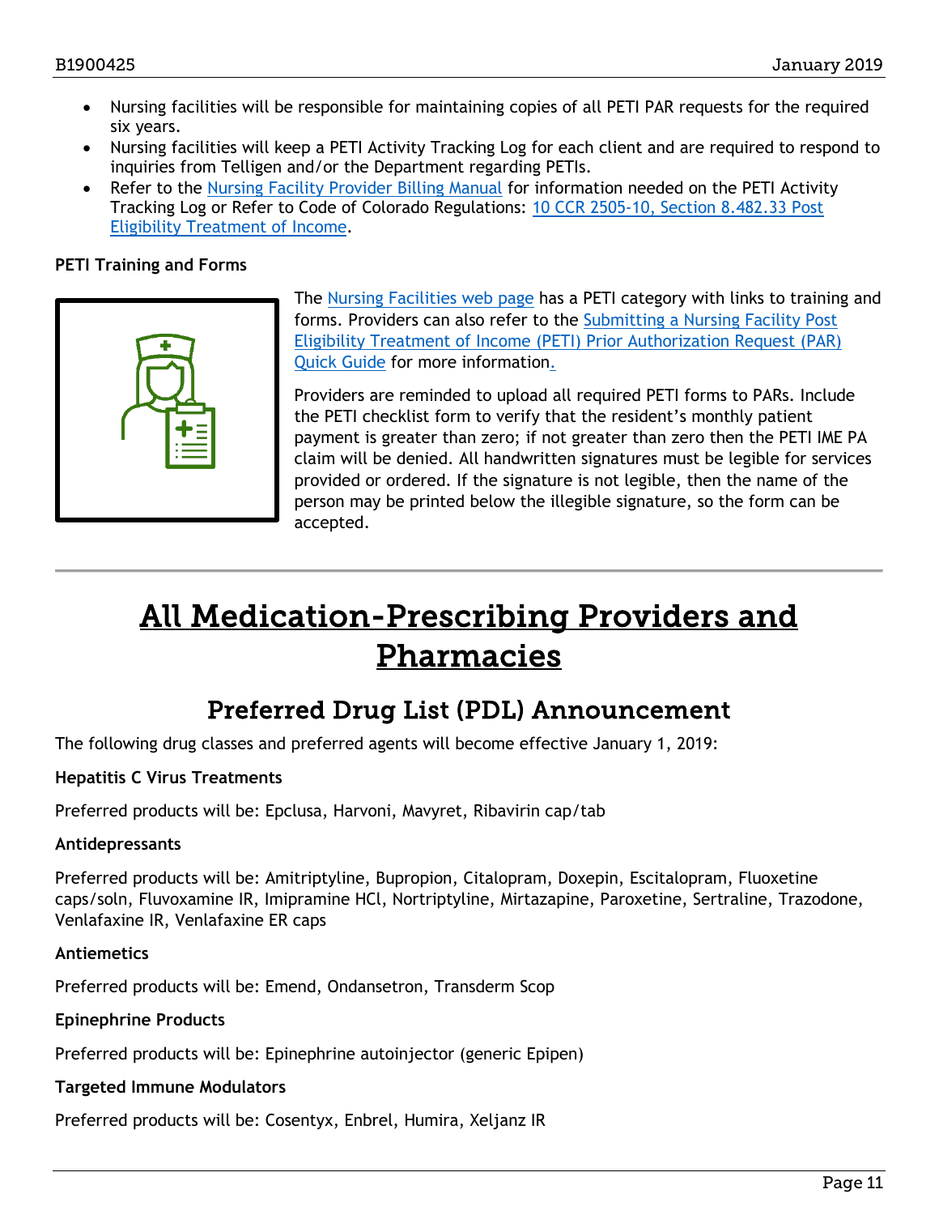- Nursing facilities will be responsible for maintaining copies of all PETI PAR requests for the required six years.
- Nursing facilities will keep a PETI Activity Tracking Log for each client and are required to respond to inquiries from Telligen and/or the Department regarding PETIs.
- Refer to the Nursing Facility Provider Billing Manual for information needed on the PETI Activity Tracking Log or Refer to Code of Colorado Regulations: 10 CCR 2505-10, Section 8.482.33 Post Eligibility Treatment of Income.

**PETI Training and Forms**

The Nursing Facilities web page has a PETI category with links to training and forms. Providers can also refer to the Submitting a Nursing Facility Post Eligibility Treatment of Income (PETI) Prior Authorization Request (PAR) Quick Guide for more information.

Providers are reminded to upload all required PETI forms to PARs. Include the PETI checklist form to verify that the resident's monthly patient payment is greater than zero; if not greater than zero then the PETI IME PA claim will be denied. All handwritten signatures must be legible for services provided or ordered. If the signature is not legible, then the name of the person may be printed below the illegible signature, so the form can be accepted.

# All Medication-Prescribing Providers and Pharmacies

## Preferred Drug List (PDL) Announcement

The following drug classes and preferred agents will become effective January 1, 2019:

**Hepatitis C Virus Treatments**

Preferred products will be: Epclusa, Harvoni, Mavyret, Ribavirin cap/tab

**Antidepressants**

Preferred products will be: Amitriptyline, Bupropion, Citalopram, Doxepin, Escitalopram, Fluoxetine caps/soln, Fluvoxamine IR, Imipramine HCl, Nortriptyline, Mirtazapine, Paroxetine, Sertraline, Trazodone, Venlafaxine IR, Venlafaxine ER caps

**Antiemetics**

Preferred products will be: Emend, Ondansetron, Transderm Scop

**Epinephrine Products**

Preferred products will be: Epinephrine autoinjector (generic Epipen)

**Targeted Immune Modulators**

Preferred products will be: Cosentyx, Enbrel, Humira, Xeljanz IR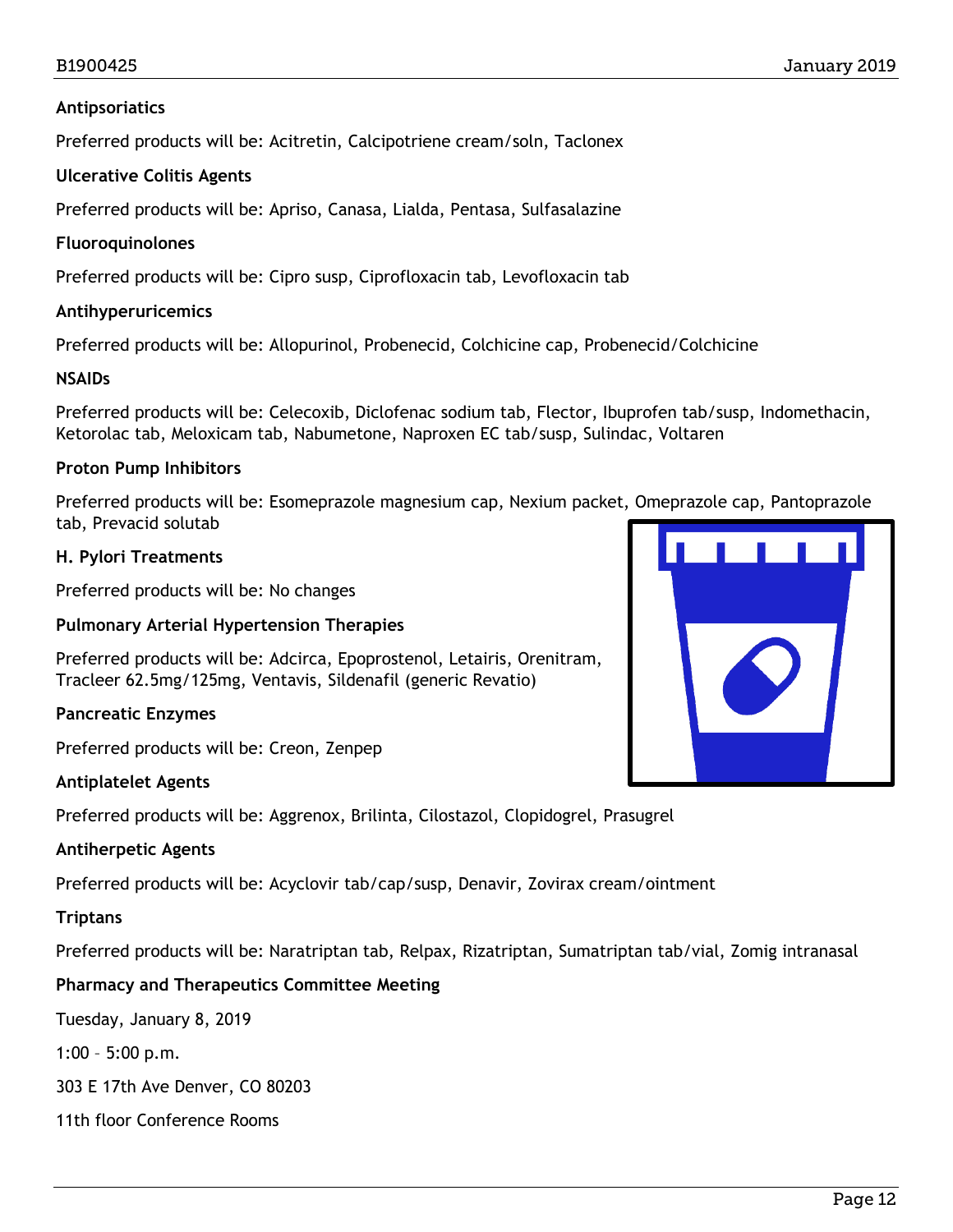### Antipsoriatics

Preferred products will be: Acitretin, Calcipotriene cream/soln, Taclonex

### Ulcerative Colitis Agents

Preferred products will be: Apriso, Canasa, Lialda, Pentasa, Sulfasalazine

### Fluoroquinolones

Preferred products will be: Cipro susp, Ciprofloxacin tab, Levofloxacin tab

### Antihyperuricemics

Preferred products will be: Allopurinol, Probenecid, Colchicine cap, Probenecid/Colchicine

### NSAIDs

Preferred products will be: Celecoxib, Diclofenac sodium tab, Flector, Ibuprofen tab/susp, Indomethacin, Ketorolac tab, Meloxicam tab, Nabumetone, Naproxen EC tab/susp, Sulindac, Voltaren

### Proton Pump Inhibitors

Preferred products will be: Esomeprazole magnesium cap, Nexium packet, Omeprazole cap, Pantoprazole tab, Prevacid solutab

### H. Pylori Treatments

Preferred products will be: No changes

### Pulmonary Arterial Hypertension Therapies

Preferred products will be: Adcirca, Epoprostenol, Letairis, Orenitram, Tracleer 62.5mg/125mg, Ventavis, Sildenafil (generic Revatio)

### Pancreatic Enzymes

Preferred products will be: Creon, Zenpep

### Antiplatelet Agents

Preferred products will be: Aggrenox, Brilinta, Cilostazol, Clopidogrel, Prasugrel

### Antiherpetic Agents

Preferred products will be: Acyclovir tab/cap/susp, Denavir, Zovirax cream/ointment

### Triptans

Preferred products will be: Naratriptan tab, Relpax, Rizatriptan, Sumatriptan tab/vial, Zomig intranasal

### Pharmacy and Therapeutics Committee Meeting

Tuesday, January 8, 2019

1:00 – 5:00 p.m.

303 E 17th Ave Denver, CO 80203

11th floor Conference Rooms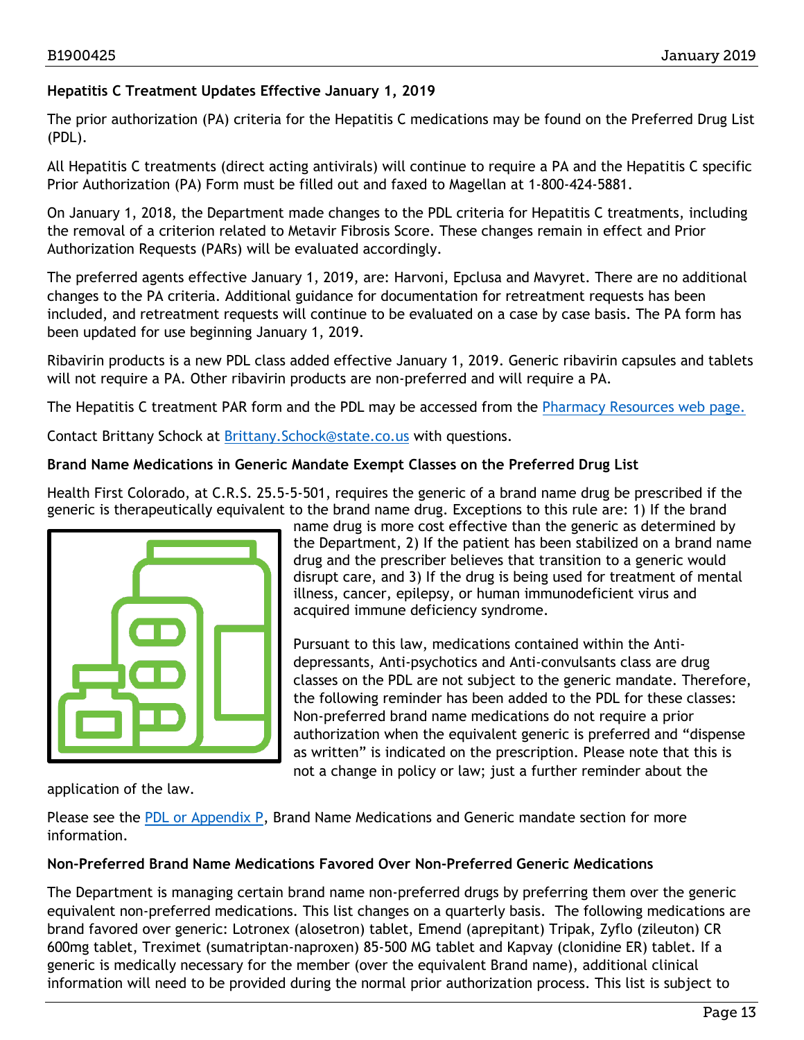### Hepatitis C Treatment Updates Effective January 1, 2019

The prior authorization (PA) criteria for the Hepatitis C medications may be found on the Preferred Drug List (PDL).

All Hepatitis C treatments (direct acting antivirals) will continue to require a PA and the Hepatitis C specific Prior Authorization (PA) Form must be filled out and faxed to Magellan at 1-800-424-5881.

On January 1, 2018, the Department made changes to the PDL criteria for Hepatitis C treatments, including the removal of a criterion related to Metavir Fibrosis Score. These changes remain in effect and Prior Authorization Requests (PARs) will be evaluated accordingly.

The preferred agents effective January 1, 2019, are: Harvoni, Epclusa and Mavyret. There are no additional changes to the PA criteria. Additional guidance for documentation for retreatment requests has been included, and retreatment requests will continue to be evaluated on a case by case basis. The PA form has been updated for use beginning January 1, 2019.

Ribavirin products is a new PDL class added effective January 1, 2019. Generic ribavirin capsules and tablets will not require a PA. Other ribavirin products are non-preferred and will require a PA.

The Hepatitis C treatment PAR form and the PDL may be accessed from the [Pharmacy Resources web page.](#)

Contact Brittany Schock at [Brittany.Schock@state.co.us](mailto:Brittany.Schock@state.co.us) with questions.

### Brand Name Medications in Generic Mandate Exempt Classes on the Preferred Drug List

Health First Colorado, at C.R.S. 25.5-5-501, requires the generic of a brand name drug be prescribed if the generic is therapeutically equivalent to the brand name drug. Exceptions to this rule are: 1) If the brand name drug is more cost effective than the generic as determined by the Department, 2) If the patient has been stabilized on a brand name drug and the prescriber believes that transition to a generic would disrupt care, and 3) If the drug is being used for treatment of mental illness, cancer, epilepsy, or human immunodeficient virus and acquired immune deficiency syndrome.

Pursuant to this law, medications contained within the Anti-depressants, Anti-psychotics and Anti-convulsants class are drug classes on the PDL are not subject to the generic mandate. Therefore, the following reminder has been added to the PDL for these classes: Non-preferred brand name medications do not require a prior authorization when the equivalent generic is preferred and "dispense as written" is indicated on the prescription. Please note that this is not a change in policy or law; just a further reminder about the application of the law.

Please see the [PDL or Appendix P](#), Brand Name Medications and Generic mandate section for more information.

### Non-Preferred Brand Name Medications Favored Over Non-Preferred Generic Medications

The Department is managing certain brand name non-preferred drugs by preferring them over the generic equivalent non-preferred medications. This list changes on a quarterly basis. The following medications are brand favored over generic: Lotronex (alosetron) tablet, Emend (aprepitant) Tripak, Zyflo (zileuton) CR 600mg tablet, Treximet (sumatriptan-naproxen) 85-500 MG tablet and Kapvay (clonidine ER) tablet. If a generic is medically necessary for the member (over the equivalent Brand name), additional clinical information will need to be provided during the normal prior authorization process. This list is subject to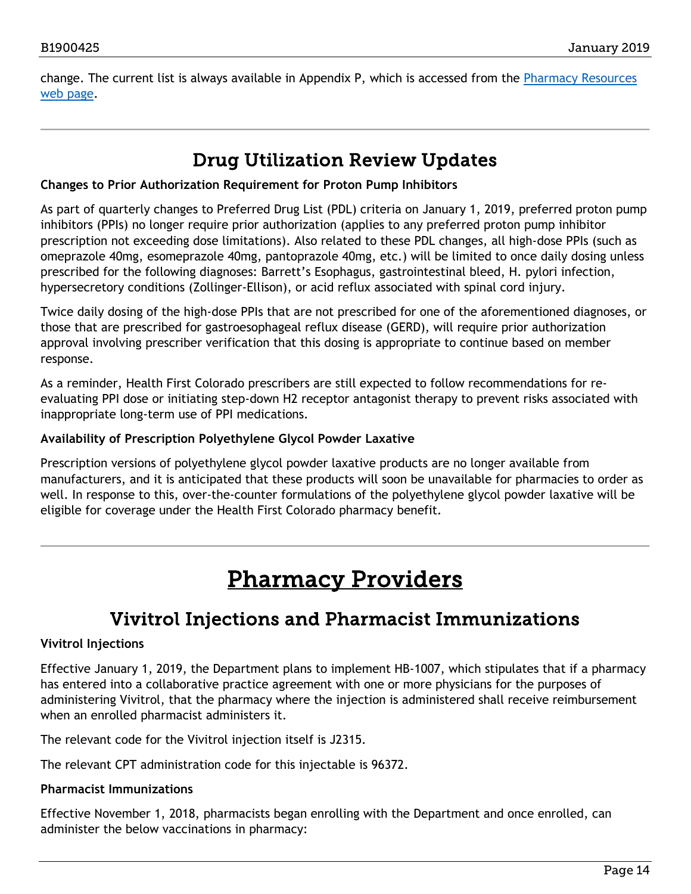change. The current list is always available in Appendix P, which is accessed from the [Pharmacy Resources web page].

## Drug Utilization Review Updates

**Changes to Prior Authorization Requirement for Proton Pump Inhibitors**

As part of quarterly changes to Preferred Drug List (PDL) criteria on January 1, 2019, preferred proton pump inhibitors (PPIs) no longer require prior authorization (applies to any preferred proton pump inhibitor prescription not exceeding dose limitations). Also related to these PDL changes, all high-dose PPIs (such as omeprazole 40mg, esomeprazole 40mg, pantoprazole 40mg, etc.) will be limited to once daily dosing unless prescribed for the following diagnoses: Barrett's Esophagus, gastrointestinal bleed, H. pylori infection, hypersecretory conditions (Zollinger-Ellison), or acid reflux associated with spinal cord injury.

Twice daily dosing of the high-dose PPIs that are not prescribed for one of the aforementioned diagnoses, or those that are prescribed for gastroesophageal reflux disease (GERD), will require prior authorization approval involving prescriber verification that this dosing is appropriate to continue based on member response.

As a reminder, Health First Colorado prescribers are still expected to follow recommendations for re-evaluating PPI dose or initiating step-down H2 receptor antagonist therapy to prevent risks associated with inappropriate long-term use of PPI medications.

**Availability of Prescription Polyethylene Glycol Powder Laxative**

Prescription versions of polyethylene glycol powder laxative products are no longer available from manufacturers, and it is anticipated that these products will soon be unavailable for pharmacies to order as well. In response to this, over-the-counter formulations of the polyethylene glycol powder laxative will be eligible for coverage under the Health First Colorado pharmacy benefit.

# Pharmacy Providers

## Vivitrol Injections and Pharmacist Immunizations

**Vivitrol Injections**

Effective January 1, 2019, the Department plans to implement HB-1007, which stipulates that if a pharmacy has entered into a collaborative practice agreement with one or more physicians for the purposes of administering Vivitrol, that the pharmacy where the injection is administered shall receive reimbursement when an enrolled pharmacist administers it.

The relevant code for the Vivitrol injection itself is J2315.

The relevant CPT administration code for this injectable is 96372.

**Pharmacist Immunizations**

Effective November 1, 2018, pharmacists began enrolling with the Department and once enrolled, can administer the below vaccinations in pharmacy: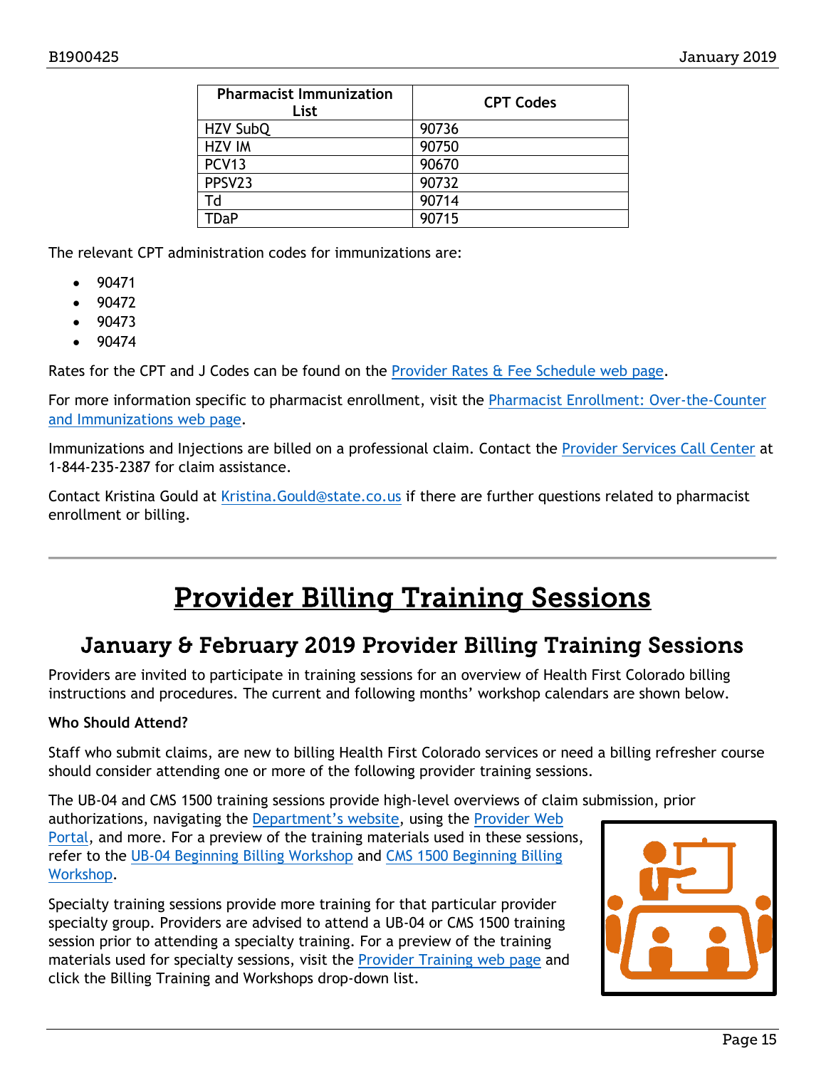| Pharmacist Immunization List | CPT Codes |
|---|---|
| HZV SubQ | 90736 |
| HZV IM | 90750 |
| PCV13 | 90670 |
| PPSV23 | 90732 |
| Td | 90714 |
| TDaP | 90715 |

The relevant CPT administration codes for immunizations are:

- 90471
- 90472
- 90473
- 90474

Rates for the CPT and J Codes can be found on the Provider Rates & Fee Schedule web page.

For more information specific to pharmacist enrollment, visit the Pharmacist Enrollment: Over-the-Counter and Immunizations web page.

Immunizations and Injections are billed on a professional claim. Contact the Provider Services Call Center at 1-844-235-2387 for claim assistance.

Contact Kristina Gould at Kristina.Gould@state.co.us if there are further questions related to pharmacist enrollment or billing.

# Provider Billing Training Sessions

## January & February 2019 Provider Billing Training Sessions

Providers are invited to participate in training sessions for an overview of Health First Colorado billing instructions and procedures. The current and following months' workshop calendars are shown below.

**Who Should Attend?**

Staff who submit claims, are new to billing Health First Colorado services or need a billing refresher course should consider attending one or more of the following provider training sessions.

The UB-04 and CMS 1500 training sessions provide high-level overviews of claim submission, prior authorizations, navigating the Department's website, using the Provider Web Portal, and more. For a preview of the training materials used in these sessions, refer to the UB-04 Beginning Billing Workshop and CMS 1500 Beginning Billing Workshop.

Specialty training sessions provide more training for that particular provider specialty group. Providers are advised to attend a UB-04 or CMS 1500 training session prior to attending a specialty training. For a preview of the training materials used for specialty sessions, visit the Provider Training web page and click the Billing Training and Workshops drop-down list.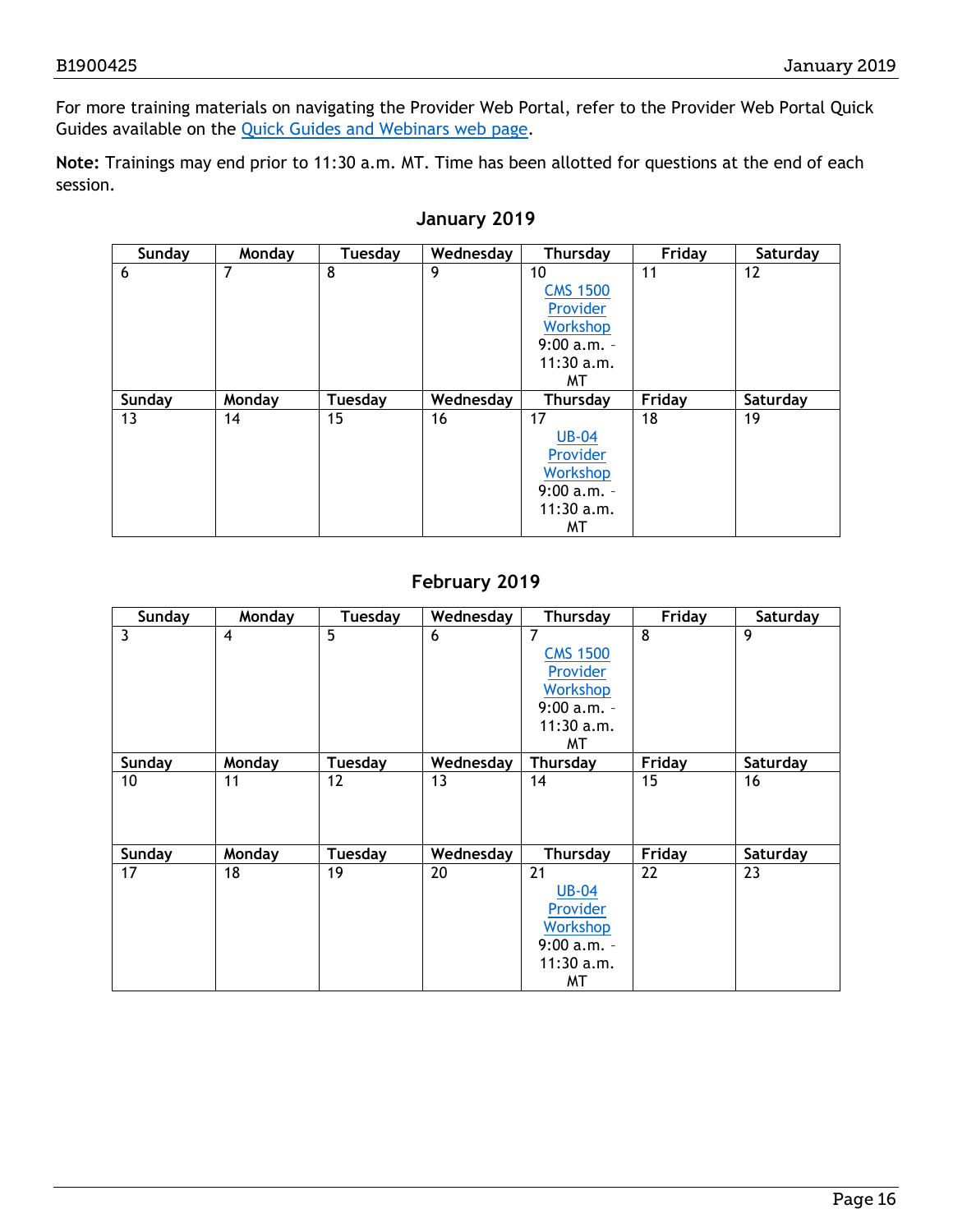For more training materials on navigating the Provider Web Portal, refer to the Provider Web Portal Quick Guides available on the Quick Guides and Webinars web page.

**Note:** Trainings may end prior to 11:30 a.m. MT. Time has been allotted for questions at the end of each session.

## January 2019

| Sunday | Monday | Tuesday | Wednesday | Thursday | Friday | Saturday |
|---|---|---|---|---|---|---|
| 6 | 7 | 8 | 9 | 10 CMS 1500 Provider Workshop 9:00 a.m. - 11:30 a.m. MT | 11 | 12 |
| 13 | 14 | 15 | 16 | 17 UB-04 Provider Workshop 9:00 a.m. - 11:30 a.m. MT | 18 | 19 |

## February 2019

| Sunday | Monday | Tuesday | Wednesday | Thursday | Friday | Saturday |
|---|---|---|---|---|---|---|
| 3 | 4 | 5 | 6 | 7 CMS 1500 Provider Workshop 9:00 a.m. - 11:30 a.m. MT | 8 | 9 |
| 10 | 11 | 12 | 13 | 14 | 15 | 16 |
| 17 | 18 | 19 | 20 | 21 UB-04 Provider Workshop 9:00 a.m. - 11:30 a.m. MT | 22 | 23 |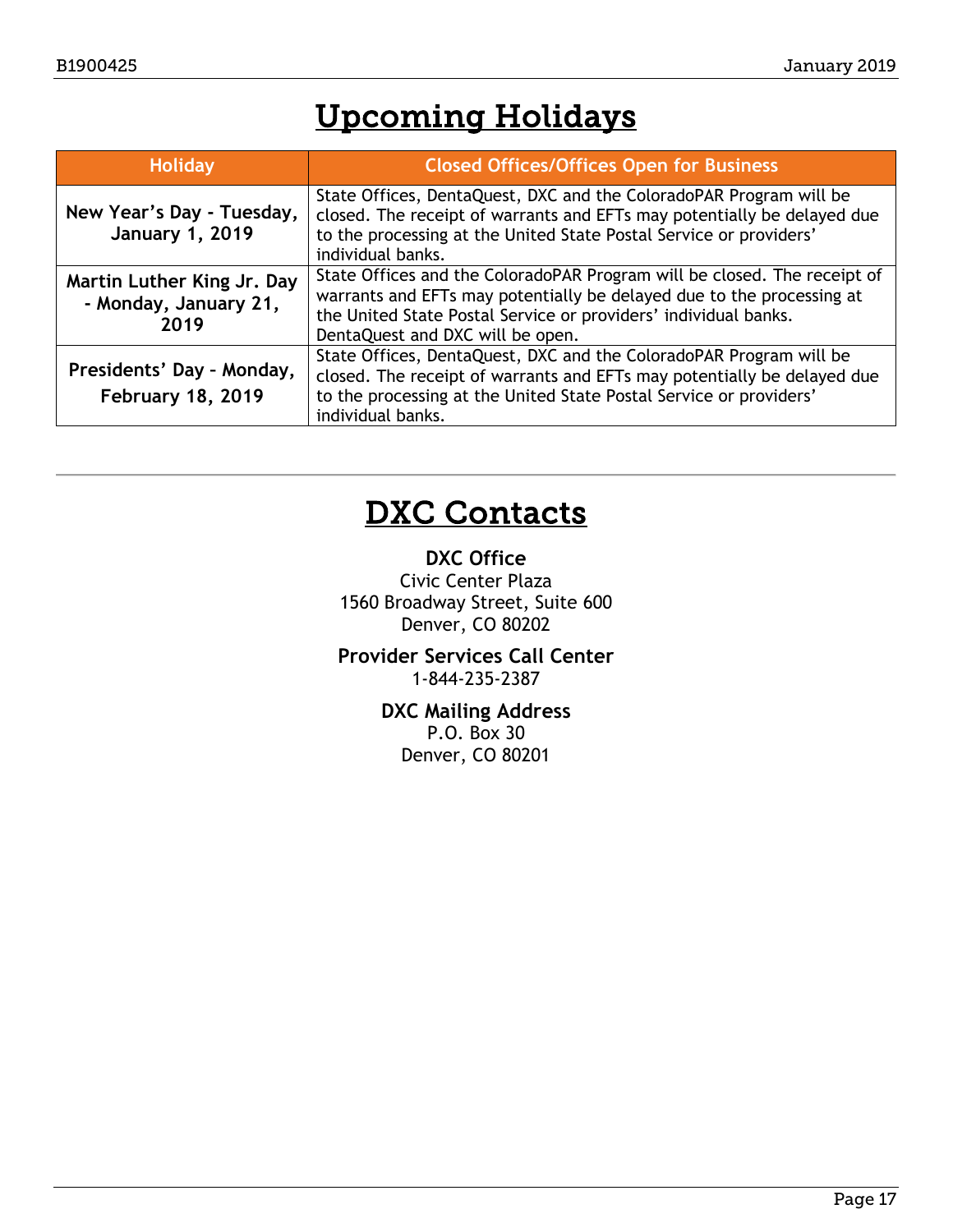# Upcoming Holidays

| Holiday | Closed Offices/Offices Open for Business |
| --- | --- |
| **New Year's Day - Tuesday, January 1, 2019** | State Offices, DentaQuest, DXC and the ColoradoPAR Program will be closed. The receipt of warrants and EFTs may potentially be delayed due to the processing at the United State Postal Service or providers' individual banks. |
| **Martin Luther King Jr. Day - Monday, January 21, 2019** | State Offices and the ColoradoPAR Program will be closed. The receipt of warrants and EFTs may potentially be delayed due to the processing at the United State Postal Service or providers' individual banks. DentaQuest and DXC will be open. |
| **Presidents' Day – Monday, February 18, 2019** | State Offices, DentaQuest, DXC and the ColoradoPAR Program will be closed. The receipt of warrants and EFTs may potentially be delayed due to the processing at the United State Postal Service or providers' individual banks. |

---

# DXC Contacts

**DXC Office**
Civic Center Plaza
1560 Broadway Street, Suite 600
Denver, CO 80202

**Provider Services Call Center**
1-844-235-2387

**DXC Mailing Address**
P.O. Box 30
Denver, CO 80201